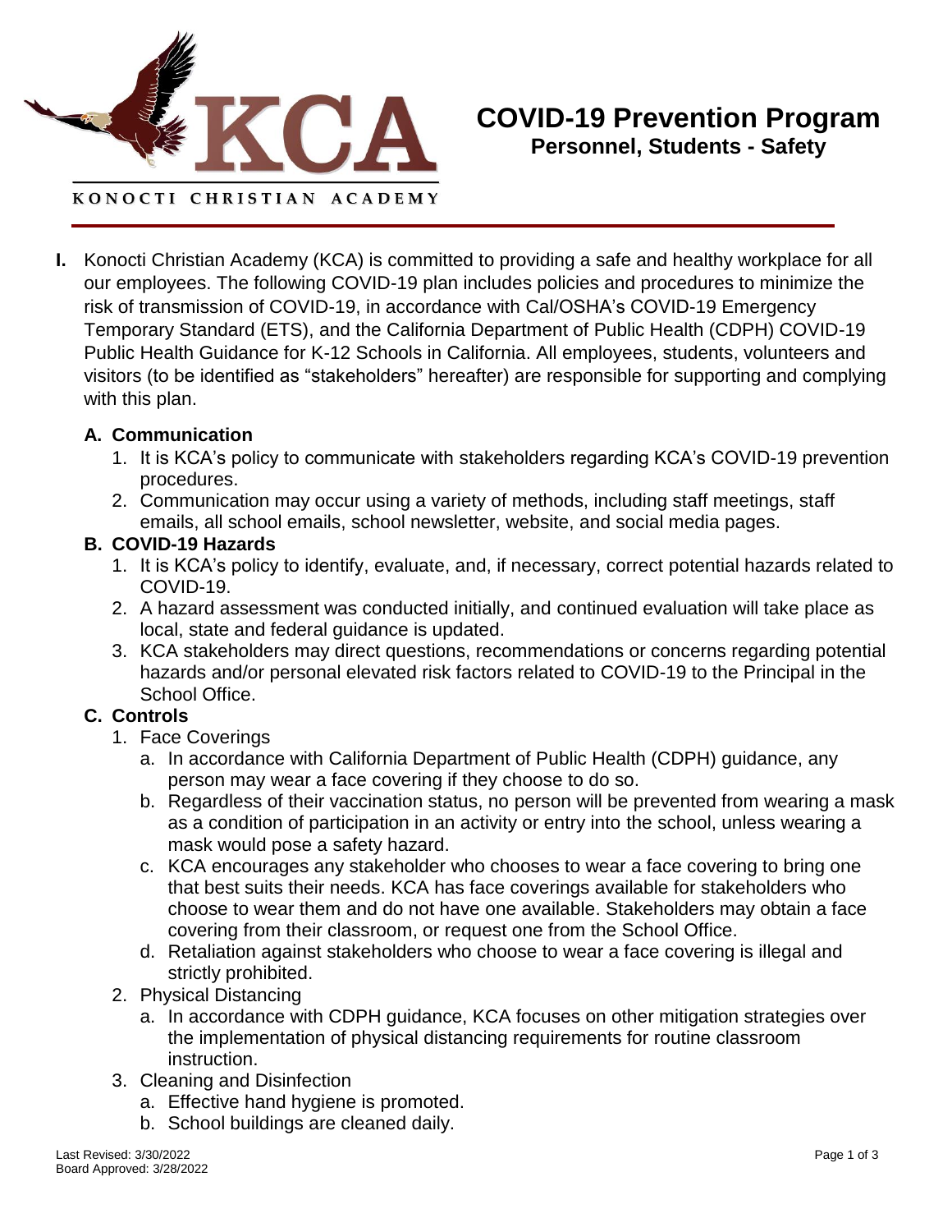KONOCTI CHRISTIAN ACADEMY

# COVID-19 Prevention Program

## Personnel, Students - Safety

**I.** Konocti Christian Academy (KCA) is committed to providing a safe and healthy workplace for all our employees. The following COVID-19 plan includes policies and procedures to minimize the risk of transmission of COVID-19, in accordance with Cal/OSHA's COVID-19 Emergency Temporary Standard (ETS), and the California Department of Public Health (CDPH) COVID-19 Public Health Guidance for K-12 Schools in California. All employees, students, volunteers and visitors (to be identified as "stakeholders" hereafter) are responsible for supporting and complying with this plan.

### A. Communication

1. It is KCA's policy to communicate with stakeholders regarding KCA's COVID-19 prevention procedures.
2. Communication may occur using a variety of methods, including staff meetings, staff emails, all school emails, school newsletter, website, and social media pages.

### B. COVID-19 Hazards

1. It is KCA's policy to identify, evaluate, and, if necessary, correct potential hazards related to COVID-19.
2. A hazard assessment was conducted initially, and continued evaluation will take place as local, state and federal guidance is updated.
3. KCA stakeholders may direct questions, recommendations or concerns regarding potential hazards and/or personal elevated risk factors related to COVID-19 to the Principal in the School Office.

### C. Controls

1. Face Coverings
   a. In accordance with California Department of Public Health (CDPH) guidance, any person may wear a face covering if they choose to do so.
   b. Regardless of their vaccination status, no person will be prevented from wearing a mask as a condition of participation in an activity or entry into the school, unless wearing a mask would pose a safety hazard.
   c. KCA encourages any stakeholder who chooses to wear a face covering to bring one that best suits their needs. KCA has face coverings available for stakeholders who choose to wear them and do not have one available. Stakeholders may obtain a face covering from their classroom, or request one from the School Office.
   d. Retaliation against stakeholders who choose to wear a face covering is illegal and strictly prohibited.
2. Physical Distancing
   a. In accordance with CDPH guidance, KCA focuses on other mitigation strategies over the implementation of physical distancing requirements for routine classroom instruction.
3. Cleaning and Disinfection
   a. Effective hand hygiene is promoted.
   b. School buildings are cleaned daily.

Last Revised: 3/30/2022
Board Approved: 3/28/2022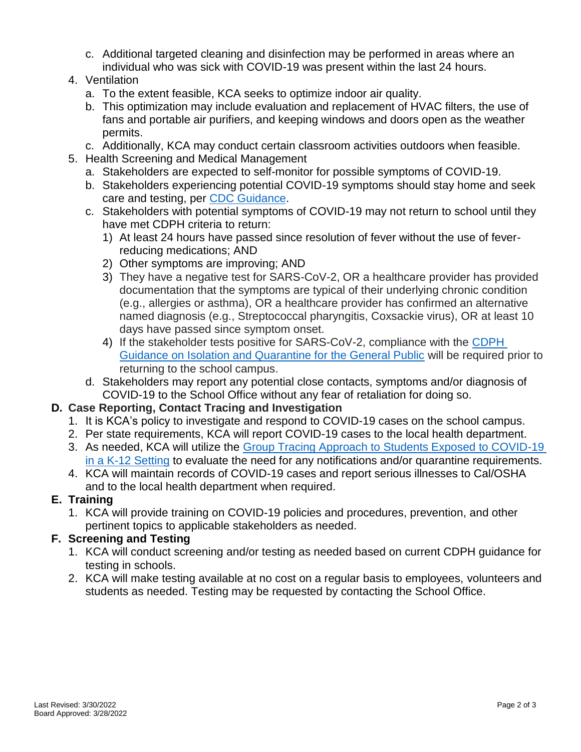c. Additional targeted cleaning and disinfection may be performed in areas where an individual who was sick with COVID-19 was present within the last 24 hours.

4. Ventilation
   a. To the extent feasible, KCA seeks to optimize indoor air quality.
   b. This optimization may include evaluation and replacement of HVAC filters, the use of fans and portable air purifiers, and keeping windows and doors open as the weather permits.
   c. Additionally, KCA may conduct certain classroom activities outdoors when feasible.

5. Health Screening and Medical Management
   a. Stakeholders are expected to self-monitor for possible symptoms of COVID-19.
   b. Stakeholders experiencing potential COVID-19 symptoms should stay home and seek care and testing, per [CDC Guidance](#).
   c. Stakeholders with potential symptoms of COVID-19 may not return to school until they have met CDPH criteria to return:
      1) At least 24 hours have passed since resolution of fever without the use of fever-reducing medications; AND
      2) Other symptoms are improving; AND
      3) They have a negative test for SARS-CoV-2, OR a healthcare provider has provided documentation that the symptoms are typical of their underlying chronic condition (e.g., allergies or asthma), OR a healthcare provider has confirmed an alternative named diagnosis (e.g., Streptococcal pharyngitis, Coxsackie virus), OR at least 10 days have passed since symptom onset.
      4) If the stakeholder tests positive for SARS-CoV-2, compliance with the [CDPH Guidance on Isolation and Quarantine for the General Public](#) will be required prior to returning to the school campus.
   d. Stakeholders may report any potential close contacts, symptoms and/or diagnosis of COVID-19 to the School Office without any fear of retaliation for doing so.

**D. Case Reporting, Contact Tracing and Investigation**

1. It is KCA's policy to investigate and respond to COVID-19 cases on the school campus.
2. Per state requirements, KCA will report COVID-19 cases to the local health department.
3. As needed, KCA will utilize the [Group Tracing Approach to Students Exposed to COVID-19 in a K-12 Setting](#) to evaluate the need for any notifications and/or quarantine requirements.
4. KCA will maintain records of COVID-19 cases and report serious illnesses to Cal/OSHA and to the local health department when required.

**E. Training**

1. KCA will provide training on COVID-19 policies and procedures, prevention, and other pertinent topics to applicable stakeholders as needed.

**F. Screening and Testing**

1. KCA will conduct screening and/or testing as needed based on current CDPH guidance for testing in schools.
2. KCA will make testing available at no cost on a regular basis to employees, volunteers and students as needed. Testing may be requested by contacting the School Office.

Last Revised: 3/30/2022
Board Approved: 3/28/2022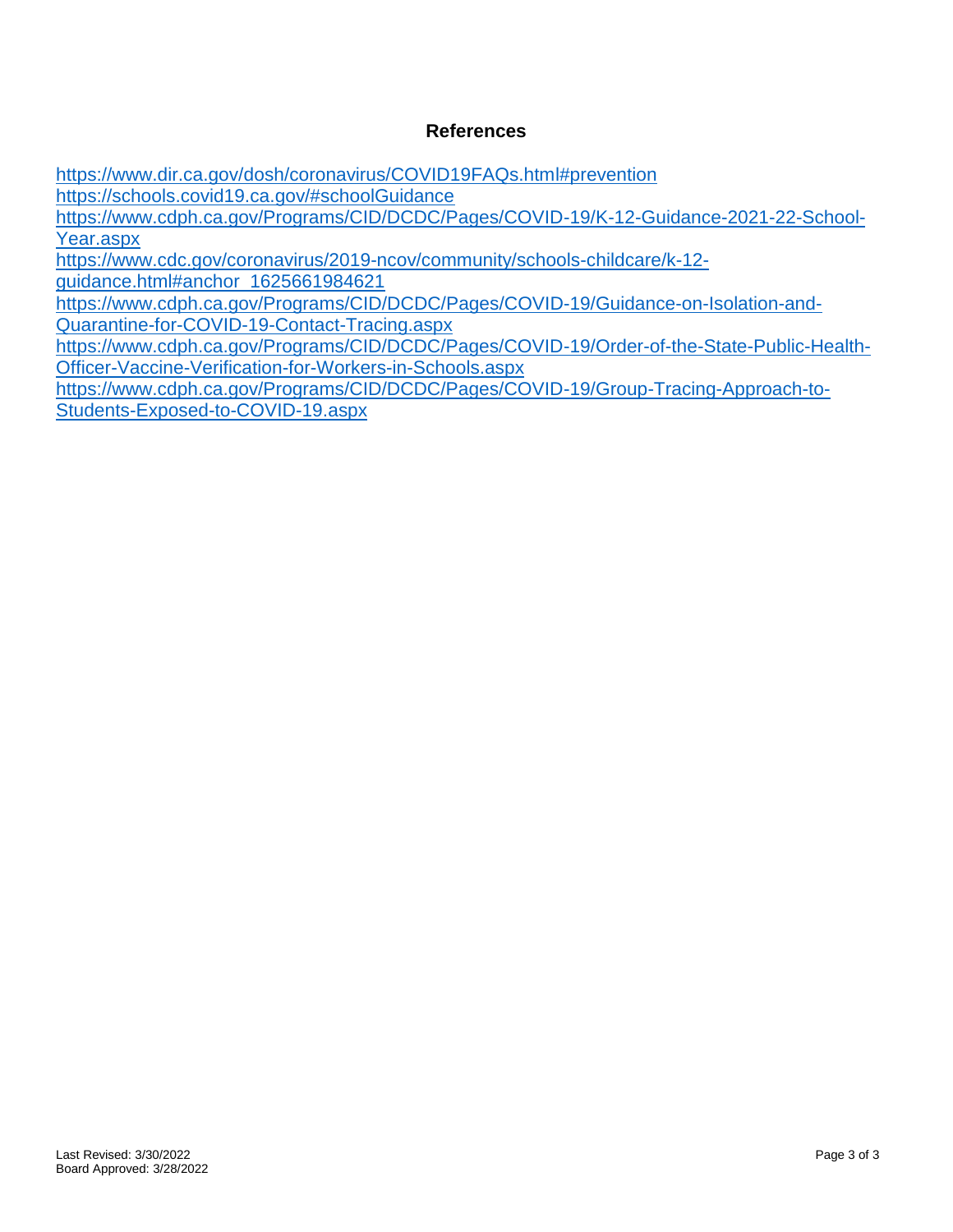## References

https://www.dir.ca.gov/dosh/coronavirus/COVID19FAQs.html#prevention
https://schools.covid19.ca.gov/#schoolGuidance
https://www.cdph.ca.gov/Programs/CID/DCDC/Pages/COVID-19/K-12-Guidance-2021-22-School-Year.aspx
https://www.cdc.gov/coronavirus/2019-ncov/community/schools-childcare/k-12-guidance.html#anchor_1625661984621
https://www.cdph.ca.gov/Programs/CID/DCDC/Pages/COVID-19/Guidance-on-Isolation-and-Quarantine-for-COVID-19-Contact-Tracing.aspx
https://www.cdph.ca.gov/Programs/CID/DCDC/Pages/COVID-19/Order-of-the-State-Public-Health-Officer-Vaccine-Verification-for-Workers-in-Schools.aspx
https://www.cdph.ca.gov/Programs/CID/DCDC/Pages/COVID-19/Group-Tracing-Approach-to-Students-Exposed-to-COVID-19.aspx

Last Revised: 3/30/2022
Board Approved: 3/28/2022